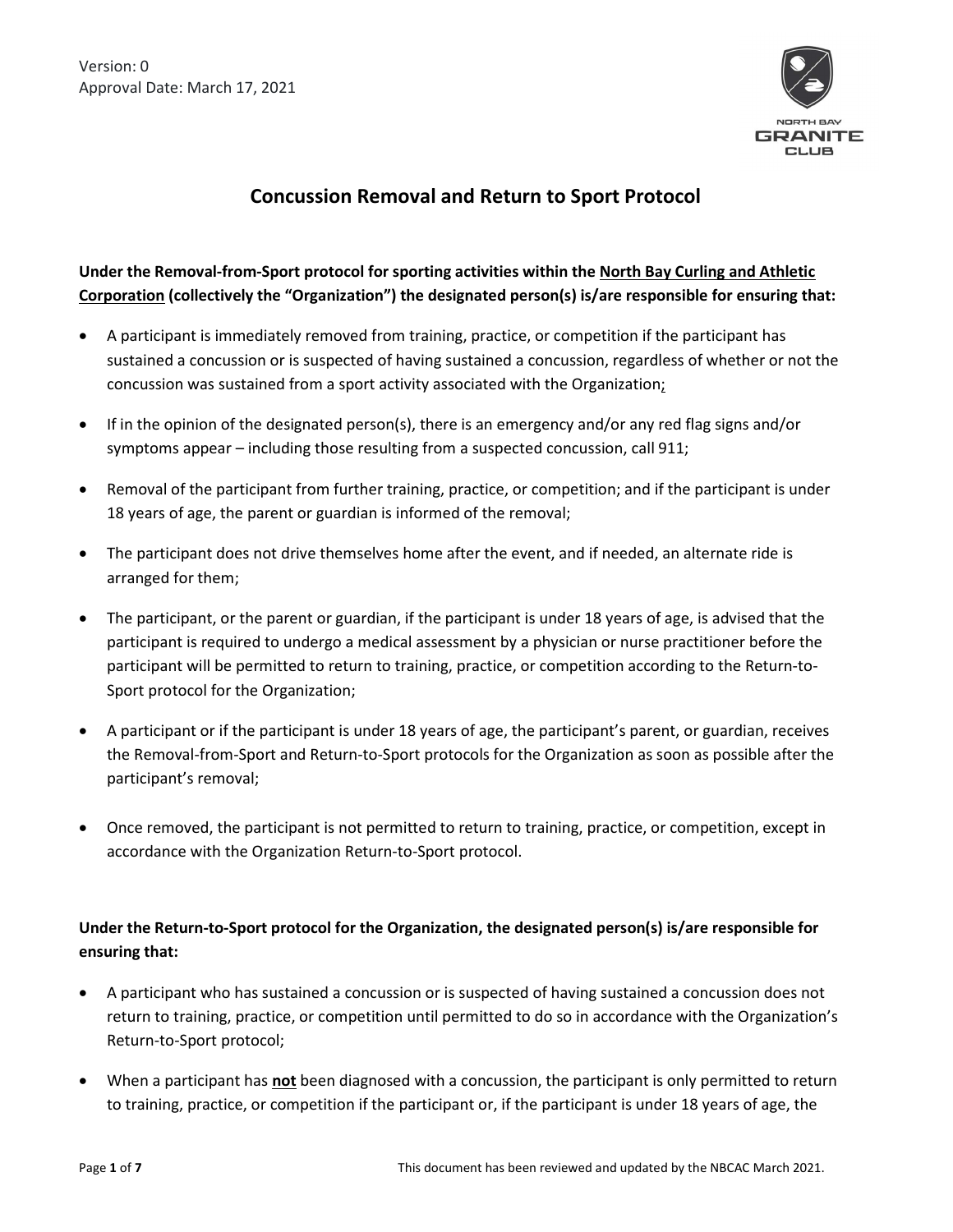Version: 0
Approval Date: March 17, 2021

# Concussion Removal and Return to Sport Protocol

**Under the Removal-from-Sport protocol for sporting activities within the <u>North Bay Curling and Athletic Corporation</u> (collectively the "Organization") the designated person(s) is/are responsible for ensuring that:**

- A participant is immediately removed from training, practice, or competition if the participant has sustained a concussion or is suspected of having sustained a concussion, regardless of whether or not the concussion was sustained from a sport activity associated with the Organization;
- If in the opinion of the designated person(s), there is an emergency and/or any red flag signs and/or symptoms appear – including those resulting from a suspected concussion, call 911;
- Removal of the participant from further training, practice, or competition; and if the participant is under 18 years of age, the parent or guardian is informed of the removal;
- The participant does not drive themselves home after the event, and if needed, an alternate ride is arranged for them;
- The participant, or the parent or guardian, if the participant is under 18 years of age, is advised that the participant is required to undergo a medical assessment by a physician or nurse practitioner before the participant will be permitted to return to training, practice, or competition according to the Return-to-Sport protocol for the Organization;
- A participant or if the participant is under 18 years of age, the participant's parent, or guardian, receives the Removal-from-Sport and Return-to-Sport protocols for the Organization as soon as possible after the participant's removal;
- Once removed, the participant is not permitted to return to training, practice, or competition, except in accordance with the Organization Return-to-Sport protocol.

**Under the Return-to-Sport protocol for the Organization, the designated person(s) is/are responsible for ensuring that:**

- A participant who has sustained a concussion or is suspected of having sustained a concussion does not return to training, practice, or competition until permitted to do so in accordance with the Organization's Return-to-Sport protocol;
- When a participant has <u>**not**</u> been diagnosed with a concussion, the participant is only permitted to return to training, practice, or competition if the participant or, if the participant is under 18 years of age, the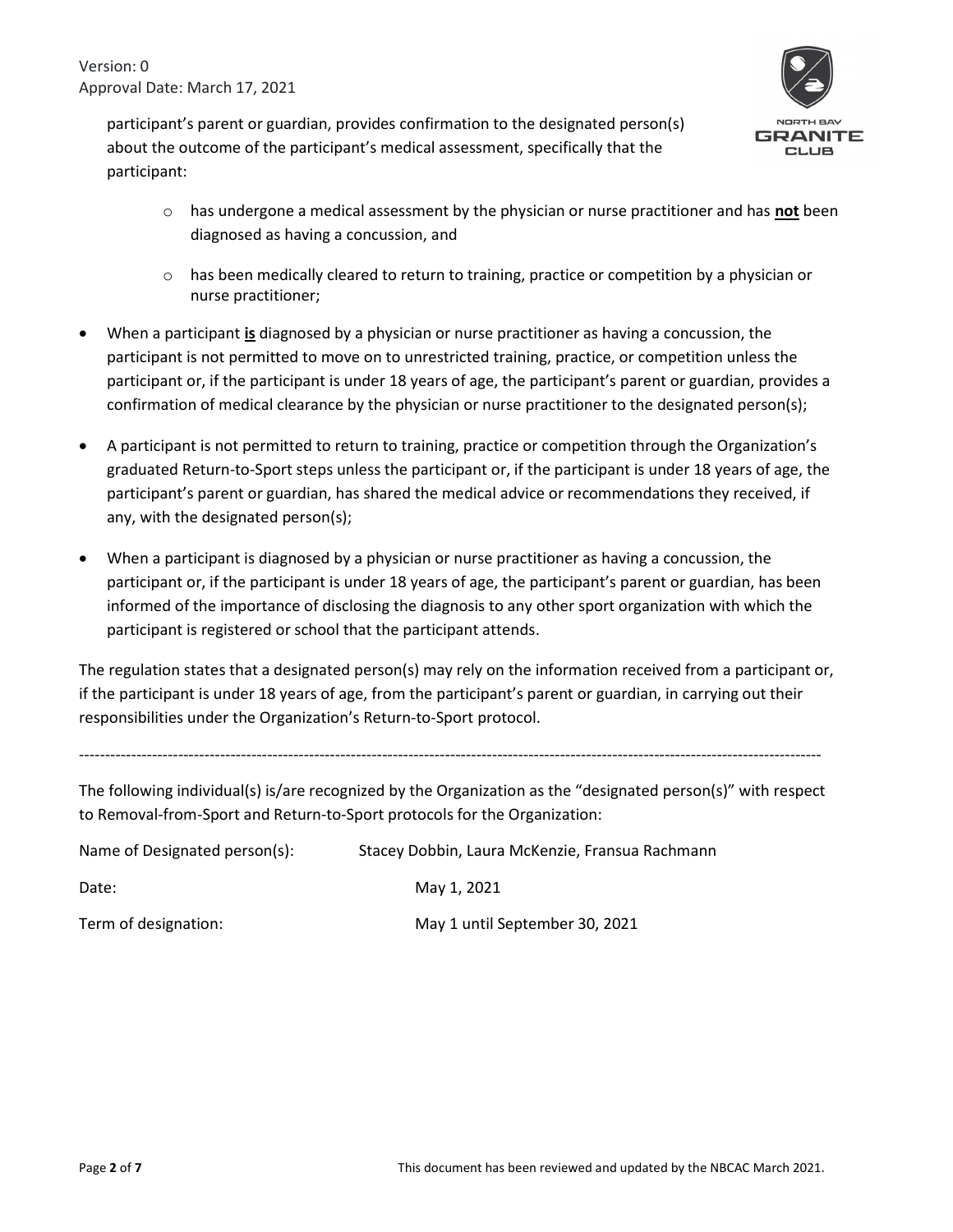participant's parent or guardian, provides confirmation to the designated person(s) about the outcome of the participant's medical assessment, specifically that the participant:

  - has undergone a medical assessment by the physician or nurse practitioner and has **not** been diagnosed as having a concussion, and
  - has been medically cleared to return to training, practice or competition by a physician or nurse practitioner;

- When a participant **is** diagnosed by a physician or nurse practitioner as having a concussion, the participant is not permitted to move on to unrestricted training, practice, or competition unless the participant or, if the participant is under 18 years of age, the participant's parent or guardian, provides a confirmation of medical clearance by the physician or nurse practitioner to the designated person(s);
- A participant is not permitted to return to training, practice or competition through the Organization's graduated Return-to-Sport steps unless the participant or, if the participant is under 18 years of age, the participant's parent or guardian, has shared the medical advice or recommendations they received, if any, with the designated person(s);
- When a participant is diagnosed by a physician or nurse practitioner as having a concussion, the participant or, if the participant is under 18 years of age, the participant's parent or guardian, has been informed of the importance of disclosing the diagnosis to any other sport organization with which the participant is registered or school that the participant attends.

The regulation states that a designated person(s) may rely on the information received from a participant or, if the participant is under 18 years of age, from the participant's parent or guardian, in carrying out their responsibilities under the Organization's Return-to-Sport protocol.

---

The following individual(s) is/are recognized by the Organization as the "designated person(s)" with respect to Removal-from-Sport and Return-to-Sport protocols for the Organization:

Name of Designated person(s): Stacey Dobbin, Laura McKenzie, Fransua Rachmann

Date: May 1, 2021

Term of designation: May 1 until September 30, 2021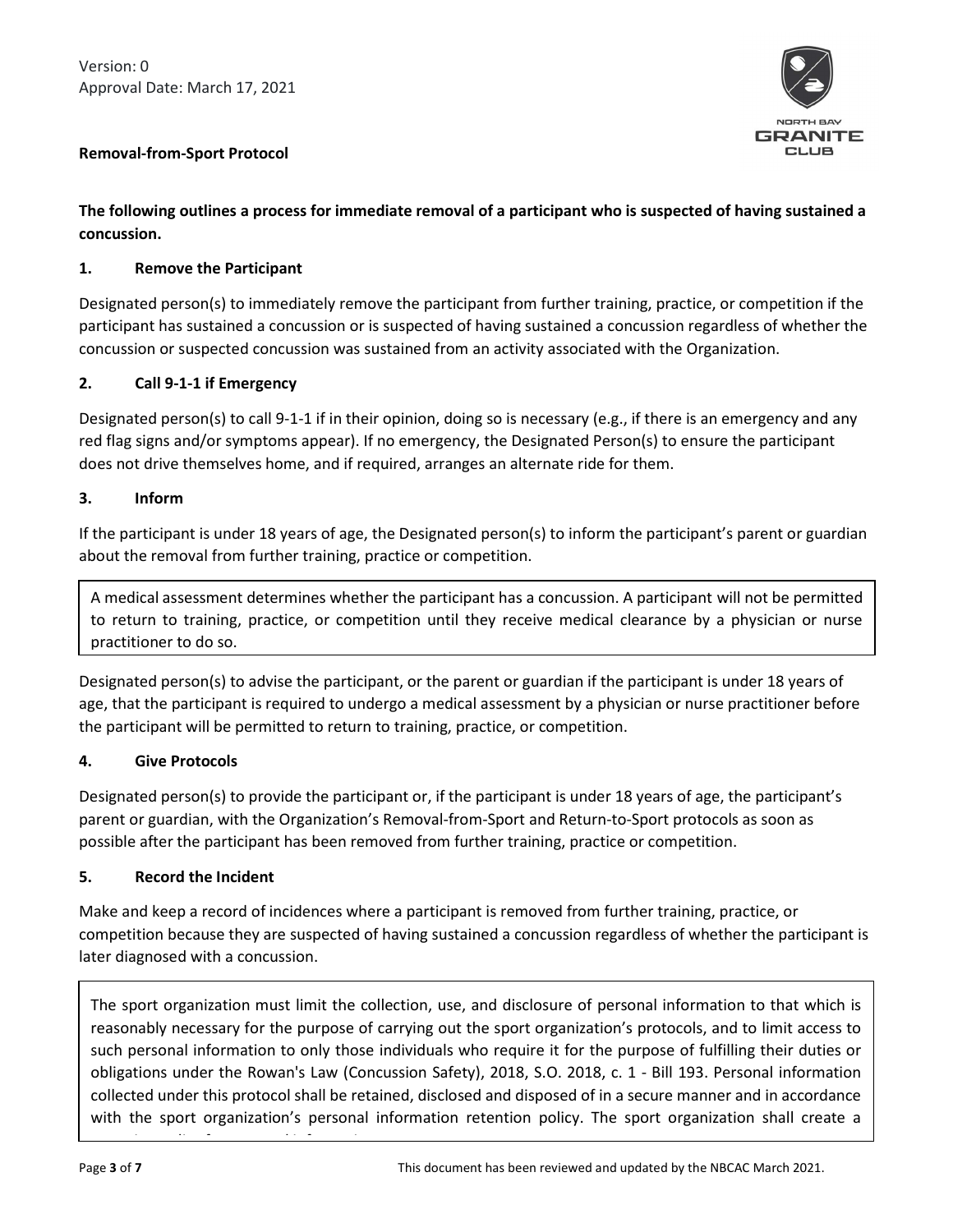Version: 0
Approval Date: March 17, 2021

**Removal-from-Sport Protocol**

**The following outlines a process for immediate removal of a participant who is suspected of having sustained a concussion.**

### 1. Remove the Participant

Designated person(s) to immediately remove the participant from further training, practice, or competition if the participant has sustained a concussion or is suspected of having sustained a concussion regardless of whether the concussion or suspected concussion was sustained from an activity associated with the Organization.

### 2. Call 9-1-1 if Emergency

Designated person(s) to call 9-1-1 if in their opinion, doing so is necessary (e.g., if there is an emergency and any red flag signs and/or symptoms appear). If no emergency, the Designated Person(s) to ensure the participant does not drive themselves home, and if required, arranges an alternate ride for them.

### 3. Inform

If the participant is under 18 years of age, the Designated person(s) to inform the participant's parent or guardian about the removal from further training, practice or competition.

A medical assessment determines whether the participant has a concussion. A participant will not be permitted to return to training, practice, or competition until they receive medical clearance by a physician or nurse practitioner to do so.

Designated person(s) to advise the participant, or the parent or guardian if the participant is under 18 years of age, that the participant is required to undergo a medical assessment by a physician or nurse practitioner before the participant will be permitted to return to training, practice, or competition.

### 4. Give Protocols

Designated person(s) to provide the participant or, if the participant is under 18 years of age, the participant's parent or guardian, with the Organization's Removal-from-Sport and Return-to-Sport protocols as soon as possible after the participant has been removed from further training, practice or competition.

### 5. Record the Incident

Make and keep a record of incidences where a participant is removed from further training, practice, or competition because they are suspected of having sustained a concussion regardless of whether the participant is later diagnosed with a concussion.

The sport organization must limit the collection, use, and disclosure of personal information to that which is reasonably necessary for the purpose of carrying out the sport organization's protocols, and to limit access to such personal information to only those individuals who require it for the purpose of fulfilling their duties or obligations under the Rowan's Law (Concussion Safety), 2018, S.O. 2018, c. 1 - Bill 193. Personal information collected under this protocol shall be retained, disclosed and disposed of in a secure manner and in accordance with the sport organization's personal information retention policy. The sport organization shall create a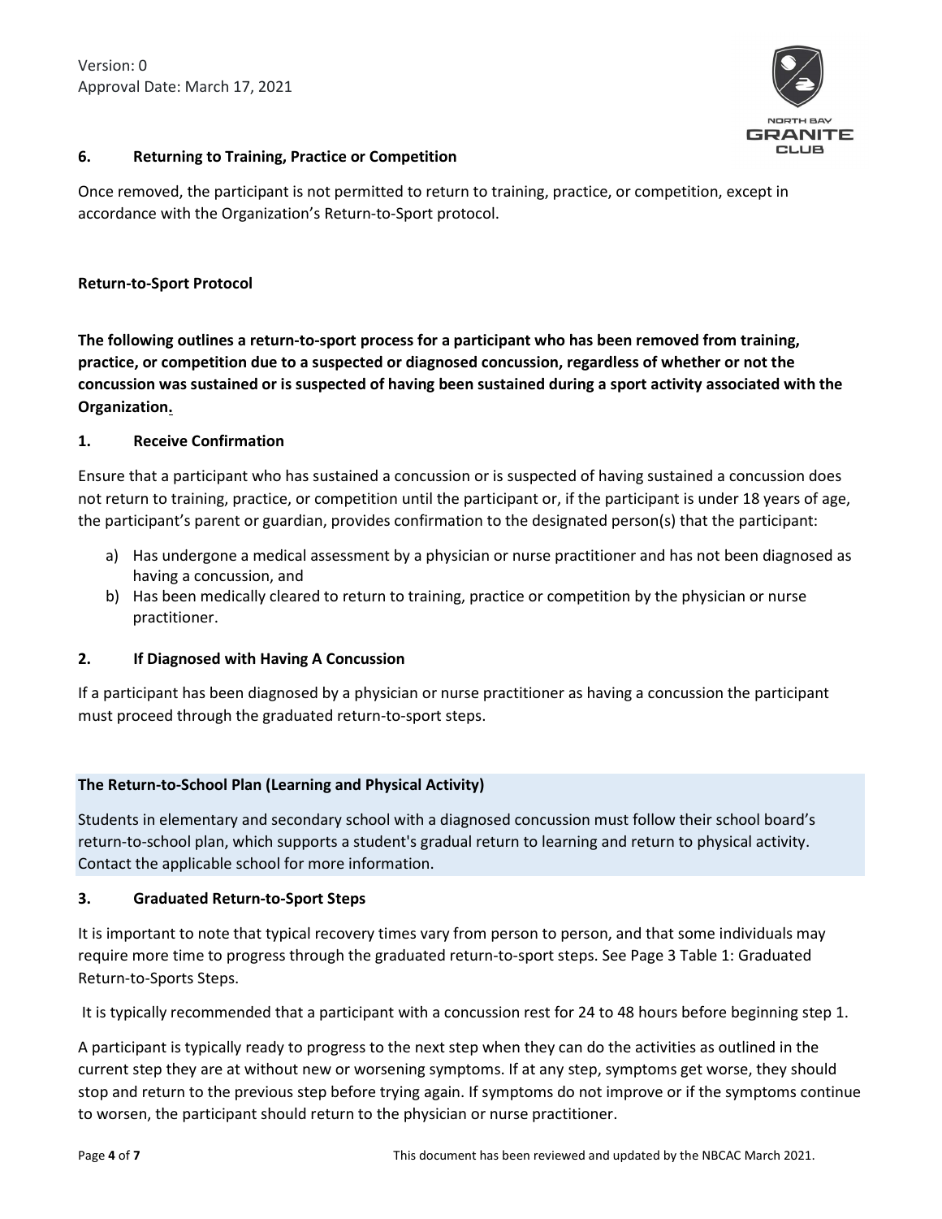### 6. Returning to Training, Practice or Competition

Once removed, the participant is not permitted to return to training, practice, or competition, except in accordance with the Organization's Return-to-Sport protocol.

## Return-to-Sport Protocol

**The following outlines a return-to-sport process for a participant who has been removed from training, practice, or competition due to a suspected or diagnosed concussion, regardless of whether or not the concussion was sustained or is suspected of having been sustained during a sport activity associated with the Organization.**

### 1. Receive Confirmation

Ensure that a participant who has sustained a concussion or is suspected of having sustained a concussion does not return to training, practice, or competition until the participant or, if the participant is under 18 years of age, the participant's parent or guardian, provides confirmation to the designated person(s) that the participant:

a) Has undergone a medical assessment by a physician or nurse practitioner and has not been diagnosed as having a concussion, and
b) Has been medically cleared to return to training, practice or competition by the physician or nurse practitioner.

### 2. If Diagnosed with Having A Concussion

If a participant has been diagnosed by a physician or nurse practitioner as having a concussion the participant must proceed through the graduated return-to-sport steps.

**The Return-to-School Plan (Learning and Physical Activity)**

Students in elementary and secondary school with a diagnosed concussion must follow their school board's return-to-school plan, which supports a student's gradual return to learning and return to physical activity. Contact the applicable school for more information.

### 3. Graduated Return-to-Sport Steps

It is important to note that typical recovery times vary from person to person, and that some individuals may require more time to progress through the graduated return-to-sport steps. See Page 3 Table 1: Graduated Return-to-Sports Steps.

It is typically recommended that a participant with a concussion rest for 24 to 48 hours before beginning step 1.

A participant is typically ready to progress to the next step when they can do the activities as outlined in the current step they are at without new or worsening symptoms. If at any step, symptoms get worse, they should stop and return to the previous step before trying again. If symptoms do not improve or if the symptoms continue to worsen, the participant should return to the physician or nurse practitioner.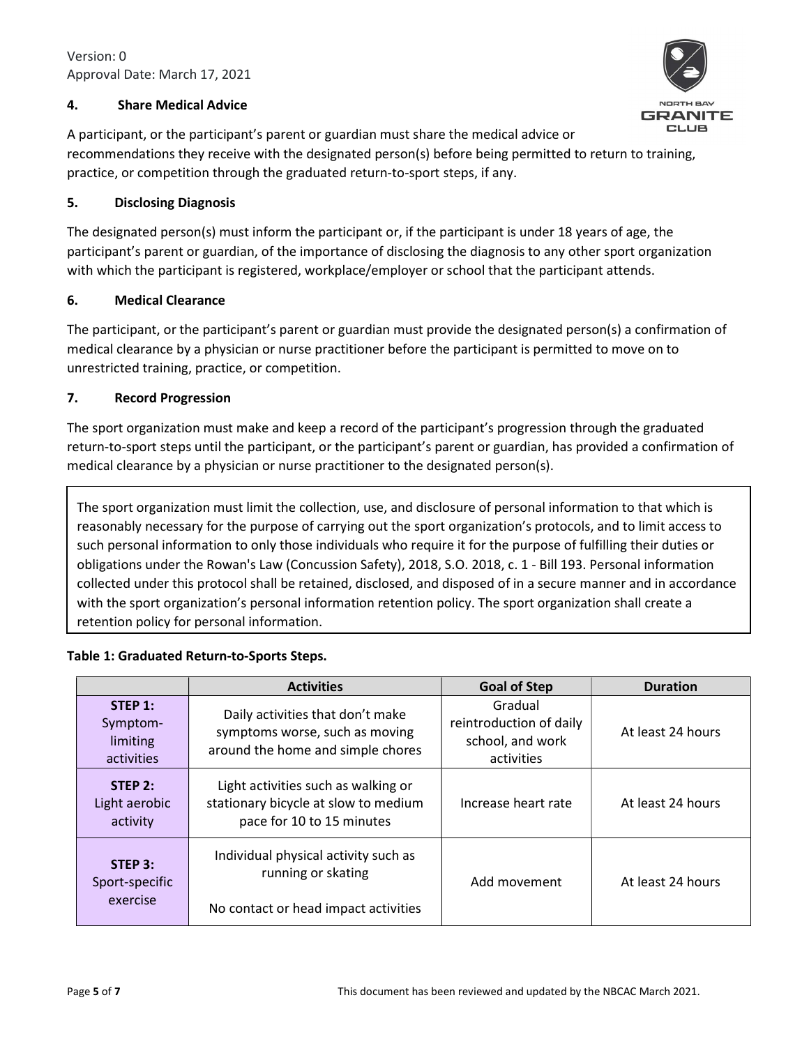### 4. Share Medical Advice

A participant, or the participant's parent or guardian must share the medical advice or recommendations they receive with the designated person(s) before being permitted to return to training, practice, or competition through the graduated return-to-sport steps, if any.

### 5. Disclosing Diagnosis

The designated person(s) must inform the participant or, if the participant is under 18 years of age, the participant's parent or guardian, of the importance of disclosing the diagnosis to any other sport organization with which the participant is registered, workplace/employer or school that the participant attends.

### 6. Medical Clearance

The participant, or the participant's parent or guardian must provide the designated person(s) a confirmation of medical clearance by a physician or nurse practitioner before the participant is permitted to move on to unrestricted training, practice, or competition.

### 7. Record Progression

The sport organization must make and keep a record of the participant's progression through the graduated return-to-sport steps until the participant, or the participant's parent or guardian, has provided a confirmation of medical clearance by a physician or nurse practitioner to the designated person(s).

The sport organization must limit the collection, use, and disclosure of personal information to that which is reasonably necessary for the purpose of carrying out the sport organization's protocols, and to limit access to such personal information to only those individuals who require it for the purpose of fulfilling their duties or obligations under the Rowan's Law (Concussion Safety), 2018, S.O. 2018, c. 1 - Bill 193. Personal information collected under this protocol shall be retained, disclosed, and disposed of in a secure manner and in accordance with the sport organization's personal information retention policy. The sport organization shall create a retention policy for personal information.

**Table 1: Graduated Return-to-Sports Steps.**

| | Activities | Goal of Step | Duration |
|---|---|---|---|
| **STEP 1:** Symptom-limiting activities | Daily activities that don't make symptoms worse, such as moving around the home and simple chores | Gradual reintroduction of daily school, and work activities | At least 24 hours |
| **STEP 2:** Light aerobic activity | Light activities such as walking or stationary bicycle at slow to medium pace for 10 to 15 minutes | Increase heart rate | At least 24 hours |
| **STEP 3:** Sport-specific exercise | Individual physical activity such as running or skating<br><br>No contact or head impact activities | Add movement | At least 24 hours |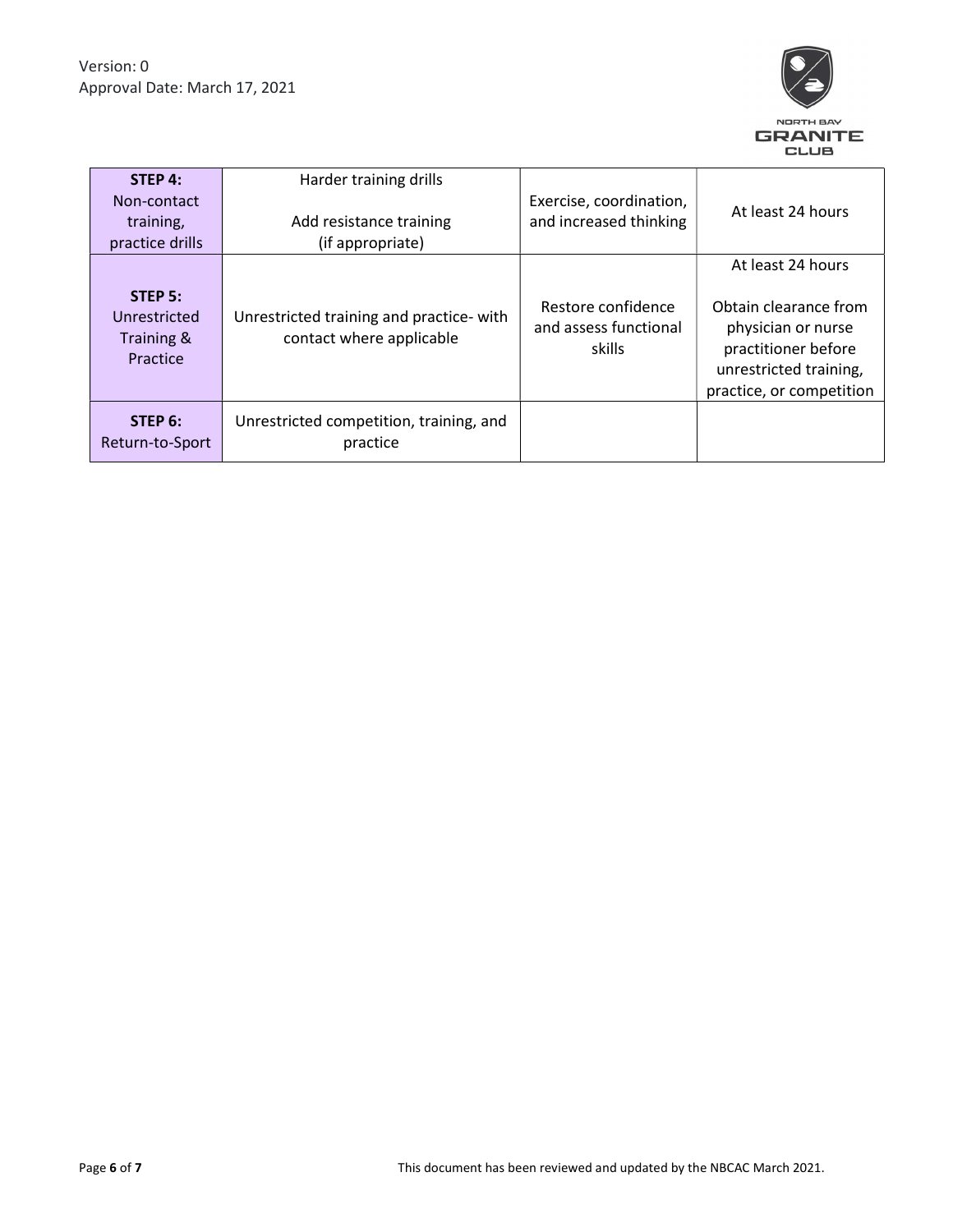| **STEP 4:** Non-contact training, practice drills | Harder training drills<br><br>Add resistance training (if appropriate) | Exercise, coordination, and increased thinking | At least 24 hours |
|---|---|---|---|
| **STEP 5:** Unrestricted Training & Practice | Unrestricted training and practice- with contact where applicable | Restore confidence and assess functional skills | At least 24 hours<br><br>Obtain clearance from physician or nurse practitioner before unrestricted training, practice, or competition |
| **STEP 6:** Return-to-Sport | Unrestricted competition, training, and practice | | |

This document has been reviewed and updated by the NBCAC March 2021.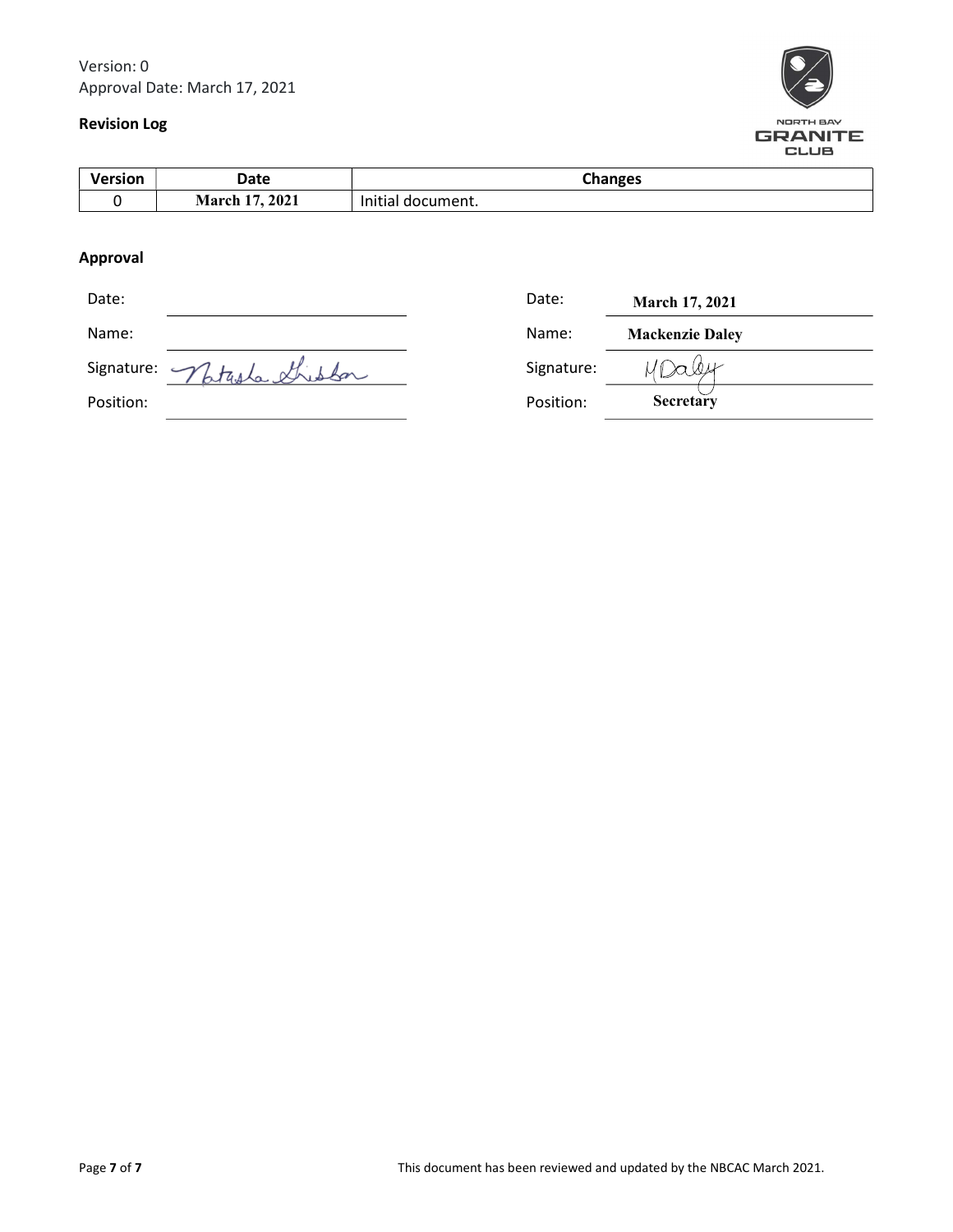Version: 0
Approval Date: March 17, 2021

**Revision Log**

| Version | Date | Changes |
|---|---|---|
| 0 | March 17, 2021 | Initial document. |

**Approval**

| | | | |
|---|---|---|---|
| Date: | | Date: | March 17, 2021 |
| Name: | | Name: | Mackenzie Daley |
| Signature: | Natasha Gibbon | Signature: | MDaley |
| Position: | | Position: | Secretary |

This document has been reviewed and updated by the NBCAC March 2021.